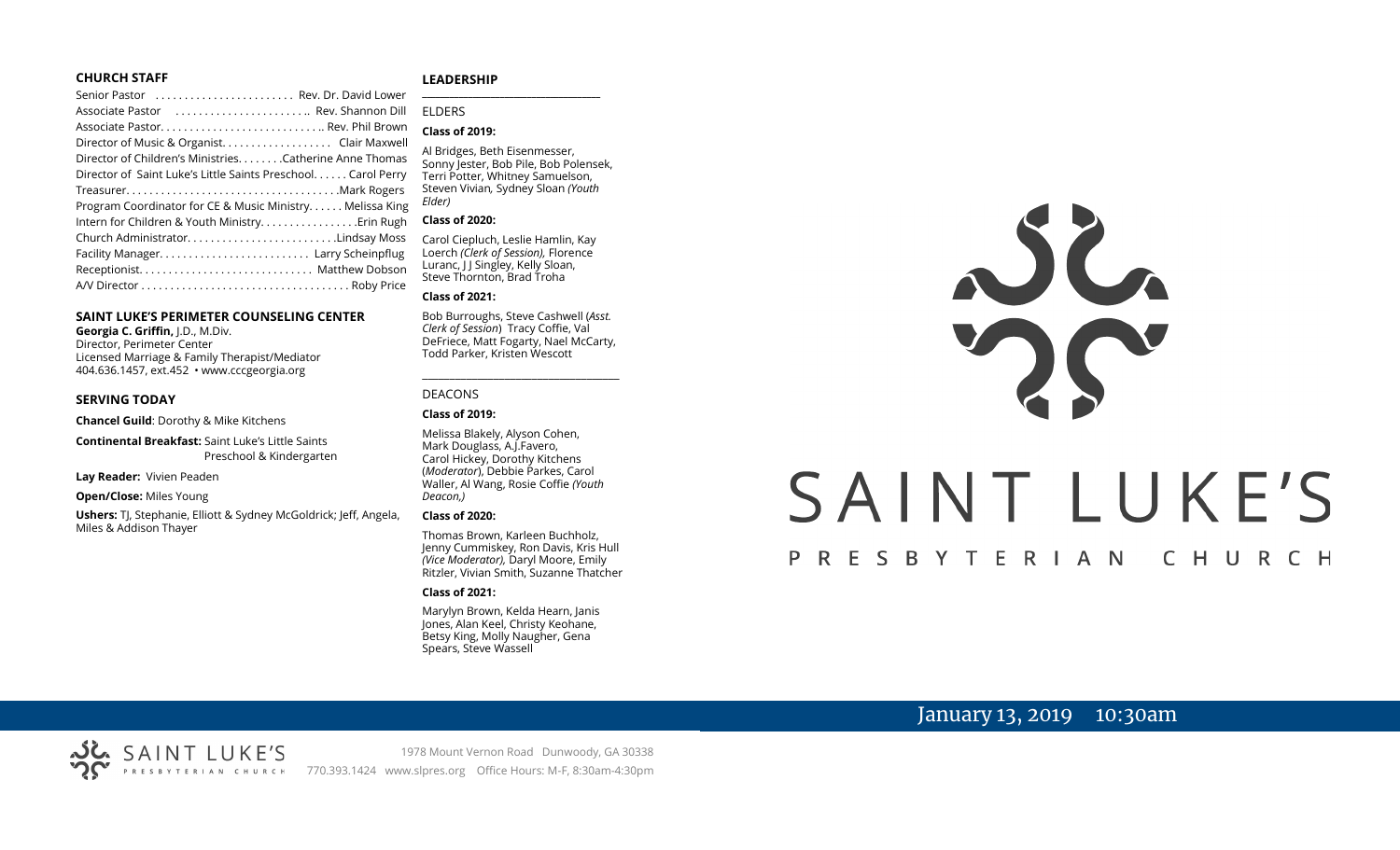## CHURCH STAFF

Senior Pastor ........................ Rev. Dr. David Lower
Associate Pastor ....................... Rev. Shannon Dill
Associate Pastor............................ Rev. Phil Brown
Director of Music & Organist................... Clair Maxwell
Director of Children's Ministries........Catherine Anne Thomas
Director of Saint Luke's Little Saints Preschool...... Carol Perry
Treasurer.....................................Mark Rogers
Program Coordinator for CE & Music Ministry...... Melissa King
Intern for Children & Youth Ministry.................Erin Rugh
Church Administrator..........................Lindsay Moss
Facility Manager.......................... Larry Scheinpflug
Receptionist.............................. Matthew Dobson
A/V Director.................................... Roby Price

## SAINT LUKE'S PERIMETER COUNSELING CENTER

**Georgia C. Griffin,** J.D., M.Div.
Director, Perimeter Center
Licensed Marriage & Family Therapist/Mediator
404.636.1457, ext.452 • www.cccgeorgia.org

## SERVING TODAY

**Chancel Guild**: Dorothy & Mike Kitchens

**Continental Breakfast:** Saint Luke's Little Saints Preschool & Kindergarten

**Lay Reader:** Vivien Peaden

**Open/Close:** Miles Young

**Ushers:** TJ, Stephanie, Elliott & Sydney McGoldrick; Jeff, Angela, Miles & Addison Thayer

## LEADERSHIP

ELDERS

**Class of 2019:**

Al Bridges, Beth Eisenmesser, Sonny Jester, Bob Pile, Bob Polensek, Terri Potter, Whitney Samuelson, Steven Vivian*,* Sydney Sloan *(Youth Elder)*

**Class of 2020:**

Carol Ciepluch, Leslie Hamlin, Kay Loerch *(Clerk of Session),* Florence Luranc, J J Singley, Kelly Sloan, Steve Thornton, Brad Troha

**Class of 2021:**

Bob Burroughs, Steve Cashwell (*Asst. Clerk of Session*) Tracy Coffie, Val DeFriece, Matt Fogarty, Nael McCarty, Todd Parker, Kristen Wescott

DEACONS

**Class of 2019:**

Melissa Blakely, Alyson Cohen, Mark Douglass, A.J.Favero, Carol Hickey, Dorothy Kitchens (*Moderator*), Debbie Parkes, Carol Waller, Al Wang, Rosie Coffie *(Youth Deacon,)*

**Class of 2020:**

Thomas Brown, Karleen Buchholz, Jenny Cummiskey, Ron Davis, Kris Hull *(Vice Moderator),* Daryl Moore, Emily Ritzler, Vivian Smith, Suzanne Thatcher

**Class of 2021:**

Marylyn Brown, Kelda Hearn, Janis Jones, Alan Keel, Christy Keohane, Betsy King, Molly Naugher, Gena Spears, Steve Wassell

# SAINT LUKE'S PRESBYTERIAN CHURCH

January 13, 2019 10:30am

SAINT LUKE'S PRESBYTERIAN CHURCH
1978 Mount Vernon Road Dunwoody, GA 30338
770.393.1424 www.slpres.org Office Hours: M-F, 8:30am-4:30pm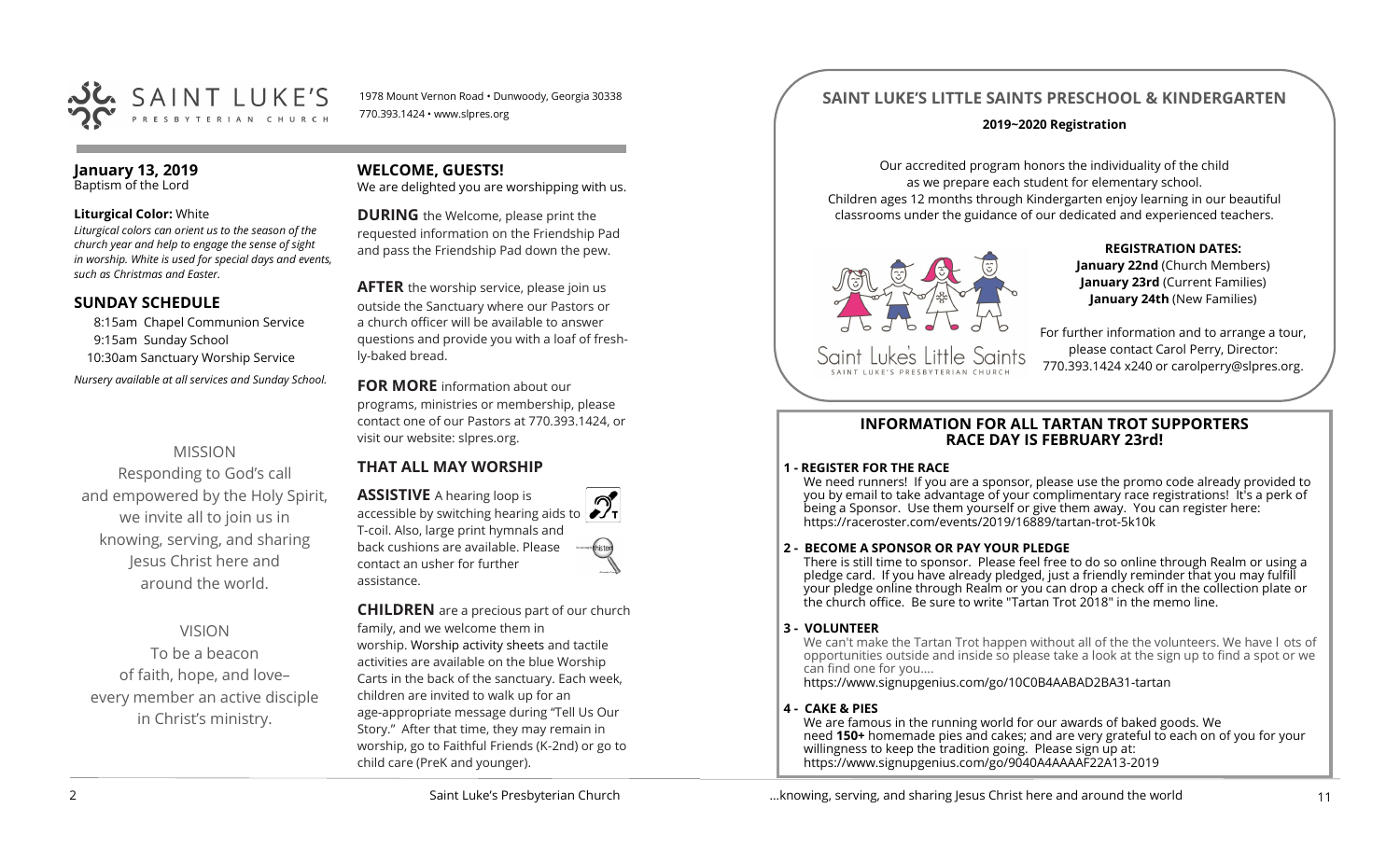SAINT LUKE'S PRESBYTERIAN CHURCH

1978 Mount Vernon Road • Dunwoody, Georgia 30338
770.393.1424 • www.slpres.org

## January 13, 2019
Baptism of the Lord

**Liturgical Color:** White

*Liturgical colors can orient us to the season of the church year and help to engage the sense of sight in worship. White is used for special days and events, such as Christmas and Easter.*

## SUNDAY SCHEDULE

8:15am Chapel Communion Service
9:15am Sunday School
10:30am Sanctuary Worship Service

*Nursery available at all services and Sunday School.*

MISSION

Responding to God's call and empowered by the Holy Spirit, we invite all to join us in knowing, serving, and sharing Jesus Christ here and around the world.

VISION

To be a beacon of faith, hope, and love– every member an active disciple in Christ's ministry.

## WELCOME, GUESTS!

We are delighted you are worshipping with us.

**DURING** the Welcome, please print the requested information on the Friendship Pad and pass the Friendship Pad down the pew.

**AFTER** the worship service, please join us outside the Sanctuary where our Pastors or a church officer will be available to answer questions and provide you with a loaf of freshly-baked bread.

**FOR MORE** information about our programs, ministries or membership, please contact one of our Pastors at 770.393.1424, or visit our website: slpres.org.

## THAT ALL MAY WORSHIP

**ASSISTIVE** A hearing loop is accessible by switching hearing aids to T-coil. Also, large print hymnals and back cushions are available. Please contact an usher for further assistance.

**CHILDREN** are a precious part of our church family, and we welcome them in worship. Worship activity sheets and tactile activities are available on the blue Worship Carts in the back of the sanctuary. Each week, children are invited to walk up for an age-appropriate message during "Tell Us Our Story." After that time, they may remain in worship, go to Faithful Friends (K-2nd) or go to child care (PreK and younger).

## SAINT LUKE'S LITTLE SAINTS PRESCHOOL & KINDERGARTEN

**2019~2020 Registration**

Our accredited program honors the individuality of the child as we prepare each student for elementary school. Children ages 12 months through Kindergarten enjoy learning in our beautiful classrooms under the guidance of our dedicated and experienced teachers.

Saint Luke's Little Saints
SAINT LUKE'S PRESBYTERIAN CHURCH

**REGISTRATION DATES:**
**January 22nd** (Church Members)
**January 23rd** (Current Families)
**January 24th** (New Families)

For further information and to arrange a tour, please contact Carol Perry, Director: 770.393.1424 x240 or carolperry@slpres.org.

## INFORMATION FOR ALL TARTAN TROT SUPPORTERS
## RACE DAY IS FEBRUARY 23rd!

**1 - REGISTER FOR THE RACE**

We need runners! If you are a sponsor, please use the promo code already provided to you by email to take advantage of your complimentary race registrations! It's a perk of being a Sponsor. Use them yourself or give them away. You can register here: https://raceroster.com/events/2019/16889/tartan-trot-5k10k

**2 - BECOME A SPONSOR OR PAY YOUR PLEDGE**

There is still time to sponsor. Please feel free to do so online through Realm or using a pledge card. If you have already pledged, just a friendly reminder that you may fulfill your pledge online through Realm or you can drop a check off in the collection plate or the church office. Be sure to write "Tartan Trot 2018" in the memo line.

**3 - VOLUNTEER**

We can't make the Tartan Trot happen without all of the the volunteers. We have l ots of opportunities outside and inside so please take a look at the sign up to find a spot or we can find one for you....
https://www.signupgenius.com/go/10C0B4AABAD2BA31-tartan

**4 - CAKE & PIES**

We are famous in the running world for our awards of baked goods. We need **150+** homemade pies and cakes; and are very grateful to each on of you for your willingness to keep the tradition going. Please sign up at: https://www.signupgenius.com/go/9040A4AAAAF22A13-2019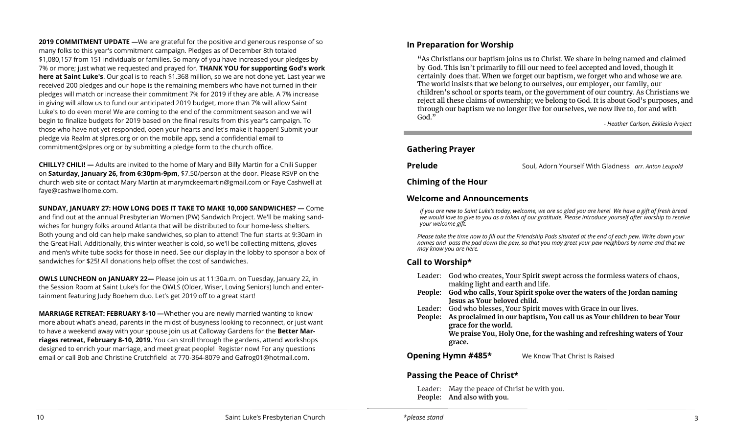**2019 COMMITMENT UPDATE** —We are grateful for the positive and generous response of so many folks to this year's commitment campaign. Pledges as of December 8th totaled $1,080,157 from 151 individuals or families. So many of you have increased your pledges by 7% or more; just what we requested and prayed for. **THANK YOU for supporting God's work here at Saint Luke's**. Our goal is to reach $1.368 million, so we are not done yet. Last year we received 200 pledges and our hope is the remaining members who have not turned in their pledges will match or increase their commitment 7% for 2019 if they are able. A 7% increase in giving will allow us to fund our anticipated 2019 budget, more than 7% will allow Saint Luke's to do even more! We are coming to the end of the commitment season and we will begin to finalize budgets for 2019 based on the final results from this year's campaign. To those who have not yet responded, open your hearts and let's make it happen! Submit your pledge via Realm at slpres.org or on the mobile app, send a confidential email to commitment@slpres.org or by submitting a pledge form to the church office.

**CHILLY? CHILI! —** Adults are invited to the home of Mary and Billy Martin for a Chili Supper on **Saturday, January 26, from 6:30pm-9pm**, $7.50/person at the door. Please RSVP on the church web site or contact Mary Martin at marymckeemartin@gmail.com or Faye Cashwell at faye@cashwellhome.com.

**SUNDAY, JANUARY 27: HOW LONG DOES IT TAKE TO MAKE 10,000 SANDWICHES? —** Come and find out at the annual Presbyterian Women (PW) Sandwich Project. We'll be making sandwiches for hungry folks around Atlanta that will be distributed to four home-less shelters. Both young and old can help make sandwiches, so plan to attend! The fun starts at 9:30am in the Great Hall. Additionally, this winter weather is cold, so we'll be collecting mittens, gloves and men's white tube socks for those in need. See our display in the lobby to sponsor a box of sandwiches for $25! All donations help offset the cost of sandwiches.

**OWLS LUNCHEON on JANUARY 22—** Please join us at 11:30a.m. on Tuesday, January 22, in the Session Room at Saint Luke's for the OWLS (Older, Wiser, Loving Seniors) lunch and entertainment featuring Judy Boehem duo. Let's get 2019 off to a great start!

**MARRIAGE RETREAT: FEBRUARY 8-10 —**Whether you are newly married wanting to know more about what's ahead, parents in the midst of busyness looking to reconnect, or just want to have a weekend away with your spouse join us at Calloway Gardens for the **Better Marriages retreat, February 8-10, 2019.** You can stroll through the gardens, attend workshops designed to enrich your marriage, and meet great people! Register now! For any questions email or call Bob and Christine Crutchfield at 770-364-8079 and Gafrog01@hotmail.com.

## In Preparation for Worship

"As Christians our baptism joins us to Christ. We share in being named and claimed by God. This isn't primarily to fill our need to feel accepted and loved, though it certainly does that. When we forget our baptism, we forget who and whose we are. The world insists that we belong to ourselves, our employer, our family, our children's school or sports team, or the government of our country. As Christians we reject all these claims of ownership; we belong to God. It is about God's purposes, and through our baptism we no longer live for ourselves, we now live to, for and with God."

*- Heather Carlson, Ekklesia Project*

## Gathering Prayer

**Prelude** Soul, Adorn Yourself With Gladness *arr. Anton Leupold*

## Chiming of the Hour

## Welcome and Announcements

*If you are new to Saint Luke's today, welcome, we are so glad you are here! We have a gift of fresh bread we would love to give to you as a token of our gratitude. Please introduce yourself after worship to receive your welcome gift.*

*Please take the time now to fill out the Friendship Pads situated at the end of each pew. Write down your names and pass the pad down the pew, so that you may greet your pew neighbors by name and that we may know you are here.*

## Call to Worship*

Leader: God who creates, Your Spirit swept across the formless waters of chaos, making light and earth and life.
**People: God who calls, Your Spirit spoke over the waters of the Jordan naming Jesus as Your beloved child.**
Leader: God who blesses, Your Spirit moves with Grace in our lives.
**People: As proclaimed in our baptism, You call us as Your children to bear Your grace for the world.**
**We praise You, Holy One, for the washing and refreshing waters of Your grace.**

**Opening Hymn #485*** We Know That Christ Is Raised

## Passing the Peace of Christ*

Leader: May the peace of Christ be with you.
**People: And also with you.**

*please stand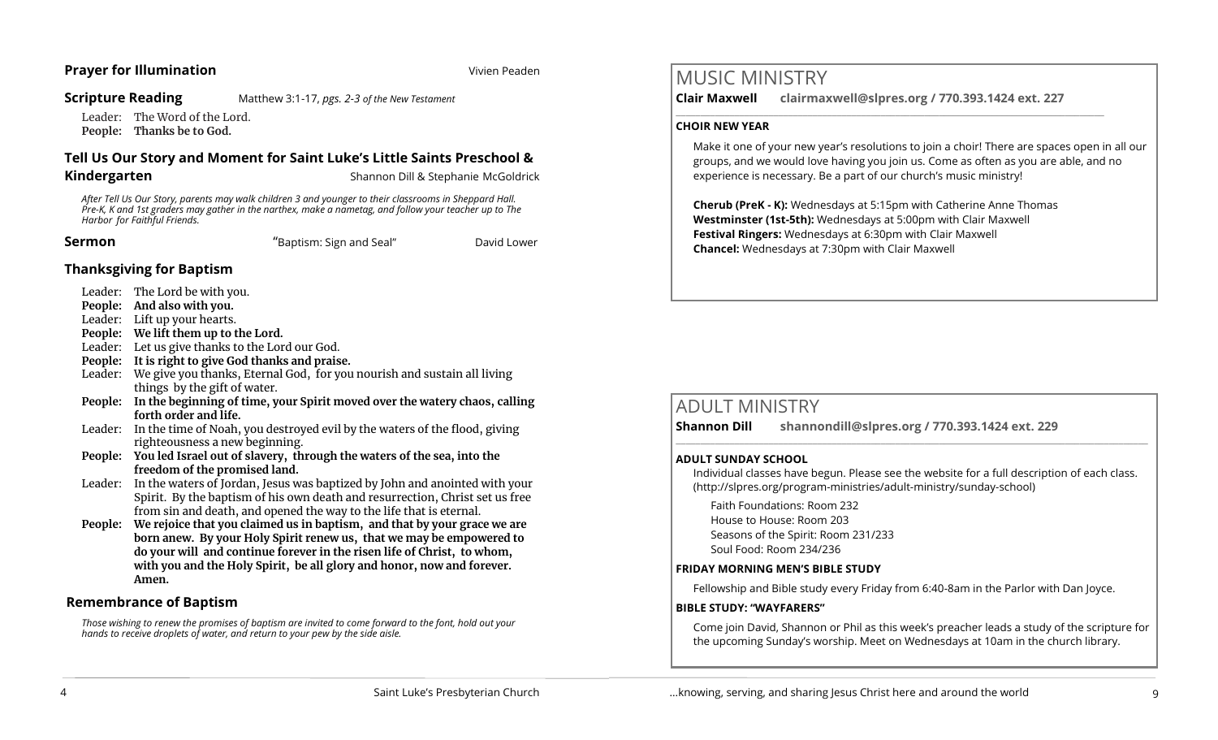**Prayer for Illumination** Vivien Peaden

**Scripture Reading** Matthew 3:1-17, *pgs. 2-3 of the New Testament*

Leader: The Word of the Lord.
**People: Thanks be to God.**

### Tell Us Our Story and Moment for Saint Luke's Little Saints Preschool & Kindergarten

Shannon Dill & Stephanie McGoldrick

*After Tell Us Our Story, parents may walk children 3 and younger to their classrooms in Sheppard Hall. Pre-K, K and 1st graders may gather in the narthex, make a nametag, and follow your teacher up to The Harbor for Faithful Friends.*

**Sermon** "Baptism: Sign and Seal" David Lower

### Thanksgiving for Baptism

Leader: The Lord be with you.
**People: And also with you.**
Leader: Lift up your hearts.
**People: We lift them up to the Lord.**
Leader: Let us give thanks to the Lord our God.
**People: It is right to give God thanks and praise.**
Leader: We give you thanks, Eternal God, for you nourish and sustain all living things by the gift of water.
**People: In the beginning of time, your Spirit moved over the watery chaos, calling forth order and life.**
Leader: In the time of Noah, you destroyed evil by the waters of the flood, giving righteousness a new beginning.
**People: You led Israel out of slavery, through the waters of the sea, into the freedom of the promised land.**
Leader: In the waters of Jordan, Jesus was baptized by John and anointed with your Spirit. By the baptism of his own death and resurrection, Christ set us free from sin and death, and opened the way to the life that is eternal.
**People: We rejoice that you claimed us in baptism, and that by your grace we are born anew. By your Holy Spirit renew us, that we may be empowered to do your will and continue forever in the risen life of Christ, to whom, with you and the Holy Spirit, be all glory and honor, now and forever. Amen.**

### Remembrance of Baptism

*Those wishing to renew the promises of baptism are invited to come forward to the font, hold out your hands to receive droplets of water, and return to your pew by the side aisle.*

# MUSIC MINISTRY

**Clair Maxwell clairmaxwell@slpres.org / 770.393.1424 ext. 227**

**CHOIR NEW YEAR**

Make it one of your new year's resolutions to join a choir! There are spaces open in all our groups, and we would love having you join us. Come as often as you are able, and no experience is necessary. Be a part of our church's music ministry!

**Cherub (PreK - K):** Wednesdays at 5:15pm with Catherine Anne Thomas
**Westminster (1st-5th):** Wednesdays at 5:00pm with Clair Maxwell
**Festival Ringers:** Wednesdays at 6:30pm with Clair Maxwell
**Chancel:** Wednesdays at 7:30pm with Clair Maxwell

# ADULT MINISTRY

**Shannon Dill shannondill@slpres.org / 770.393.1424 ext. 229**

**ADULT SUNDAY SCHOOL**

Individual classes have begun. Please see the website for a full description of each class. (http://slpres.org/program-ministries/adult-ministry/sunday-school)

Faith Foundations: Room 232
House to House: Room 203
Seasons of the Spirit: Room 231/233
Soul Food: Room 234/236

**FRIDAY MORNING MEN'S BIBLE STUDY**

Fellowship and Bible study every Friday from 6:40-8am in the Parlor with Dan Joyce.

**BIBLE STUDY: "WAYFARERS"**

Come join David, Shannon or Phil as this week's preacher leads a study of the scripture for the upcoming Sunday's worship. Meet on Wednesdays at 10am in the church library.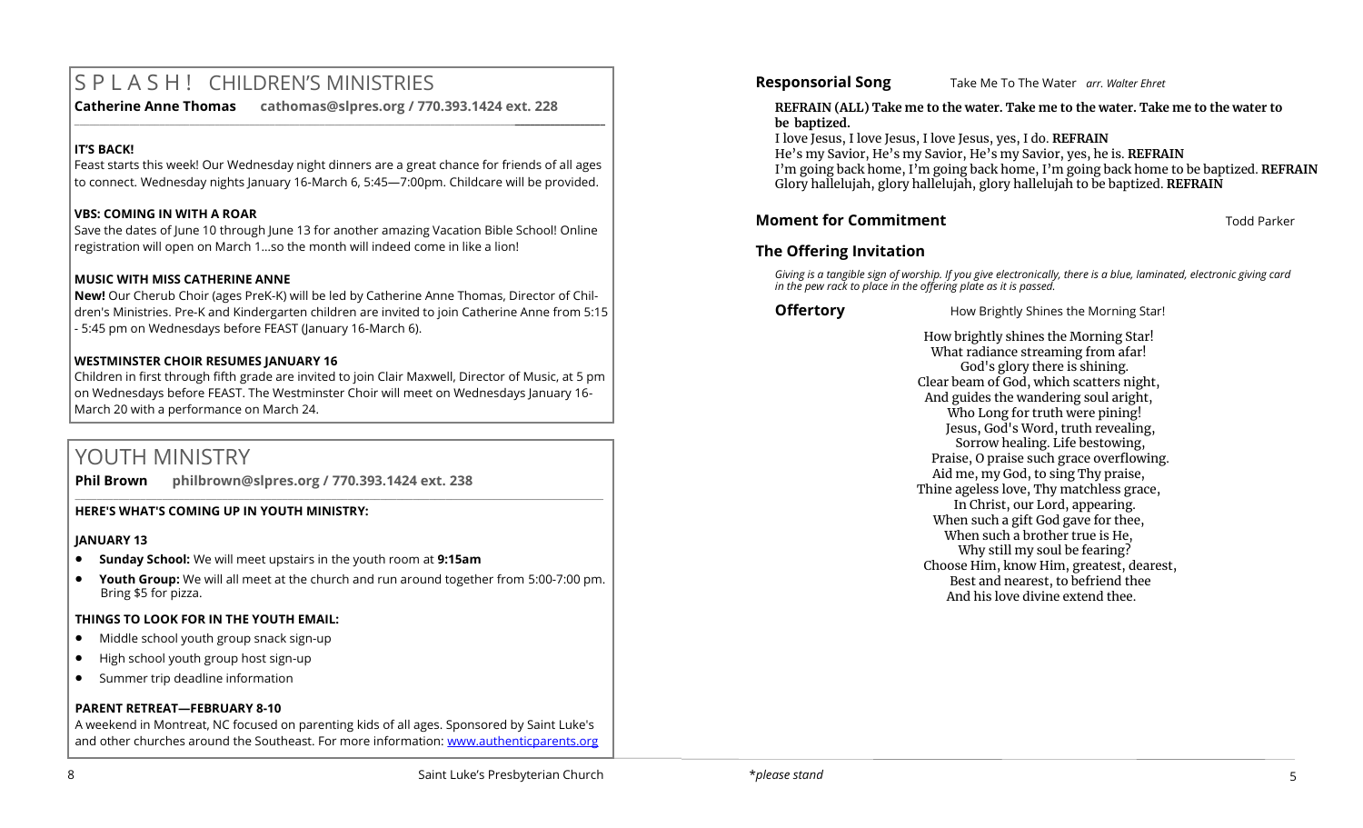# S P L A S H ! CHILDREN'S MINISTRIES

**Catherine Anne Thomas** **cathomas@slpres.org / 770.393.1424 ext. 228**

**IT'S BACK!**

Feast starts this week! Our Wednesday night dinners are a great chance for friends of all ages to connect. Wednesday nights January 16-March 6, 5:45—7:00pm. Childcare will be provided.

**VBS: COMING IN WITH A ROAR**

Save the dates of June 10 through June 13 for another amazing Vacation Bible School! Online registration will open on March 1...so the month will indeed come in like a lion!

**MUSIC WITH MISS CATHERINE ANNE**

**New!** Our Cherub Choir (ages PreK-K) will be led by Catherine Anne Thomas, Director of Children's Ministries. Pre-K and Kindergarten children are invited to join Catherine Anne from 5:15 - 5:45 pm on Wednesdays before FEAST (January 16-March 6).

**WESTMINSTER CHOIR RESUMES JANUARY 16**

Children in first through fifth grade are invited to join Clair Maxwell, Director of Music, at 5 pm on Wednesdays before FEAST. The Westminster Choir will meet on Wednesdays January 16-March 20 with a performance on March 24.

# YOUTH MINISTRY

**Phil Brown** **philbrown@slpres.org / 770.393.1424 ext. 238**

**HERE'S WHAT'S COMING UP IN YOUTH MINISTRY:**

**JANUARY 13**

- **Sunday School:** We will meet upstairs in the youth room at **9:15am**
- **Youth Group:** We will all meet at the church and run around together from 5:00-7:00 pm. Bring $5 for pizza.

**THINGS TO LOOK FOR IN THE YOUTH EMAIL:**

- Middle school youth group snack sign-up
- High school youth group host sign-up
- Summer trip deadline information

**PARENT RETREAT—FEBRUARY 8-10**

A weekend in Montreat, NC focused on parenting kids of all ages. Sponsored by Saint Luke's and other churches around the Southeast. For more information: www.authenticparents.org

**Responsorial Song** Take Me To The Water *arr. Walter Ehret*

**REFRAIN (ALL) Take me to the water. Take me to the water. Take me to the water to be baptized.**
I love Jesus, I love Jesus, I love Jesus, yes, I do. **REFRAIN**
He's my Savior, He's my Savior, He's my Savior, yes, he is. **REFRAIN**
I'm going back home, I'm going back home, I'm going back home to be baptized. **REFRAIN**
Glory hallelujah, glory hallelujah, glory hallelujah to be baptized. **REFRAIN**

**Moment for Commitment** Todd Parker

**The Offering Invitation**

*Giving is a tangible sign of worship. If you give electronically, there is a blue, laminated, electronic giving card in the pew rack to place in the offering plate as it is passed.*

**Offertory** How Brightly Shines the Morning Star!

How brightly shines the Morning Star!
What radiance streaming from afar!
God's glory there is shining.
Clear beam of God, which scatters night,
And guides the wandering soul aright,
Who Long for truth were pining!
Jesus, God's Word, truth revealing,
Sorrow healing. Life bestowing,
Praise, O praise such grace overflowing.
Aid me, my God, to sing Thy praise,
Thine ageless love, Thy matchless grace,
In Christ, our Lord, appearing.
When such a gift God gave for thee,
When such a brother true is He,
Why still my soul be fearing?
Choose Him, know Him, greatest, dearest,
Best and nearest, to befriend thee
And his love divine extend thee.

*\*please stand*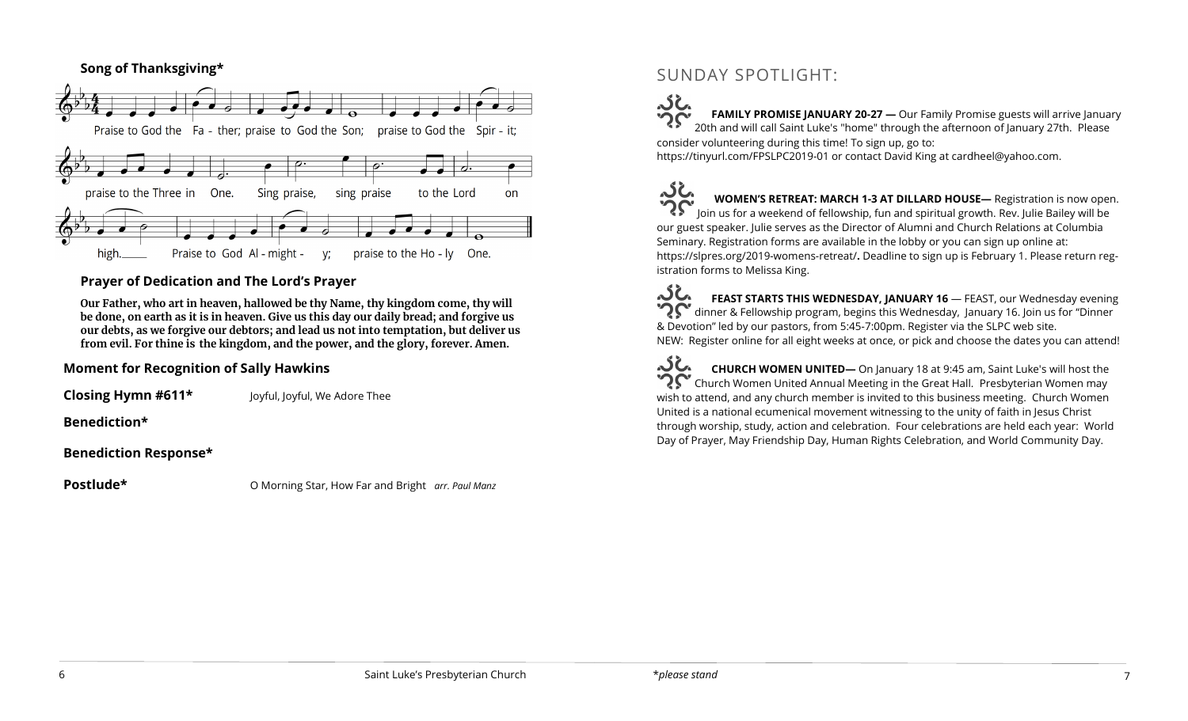**Song of Thanksgiving***

Praise to God the Fa - ther; praise to God the Son; praise to God the Spir - it; praise to the Three in One. Sing praise, sing praise to the Lord on high. Praise to God Al - might - y; praise to the Ho - ly One.

**Prayer of Dedication and The Lord's Prayer**

**Our Father, who art in heaven, hallowed be thy Name, thy kingdom come, thy will be done, on earth as it is in heaven. Give us this day our daily bread; and forgive us our debts, as we forgive our debtors; and lead us not into temptation, but deliver us from evil. For thine is the kingdom, and the power, and the glory, forever. Amen.**

**Moment for Recognition of Sally Hawkins**

**Closing Hymn #611*** Joyful, Joyful, We Adore Thee

**Benediction***

**Benediction Response***

**Postlude*** O Morning Star, How Far and Bright *arr. Paul Manz*

*please stand

## SUNDAY SPOTLIGHT:

**FAMILY PROMISE JANUARY 20-27 —** Our Family Promise guests will arrive January 20th and will call Saint Luke's "home" through the afternoon of January 27th. Please consider volunteering during this time! To sign up, go to: https://tinyurl.com/FPSLPC2019-01 or contact David King at cardheel@yahoo.com.

**WOMEN'S RETREAT: MARCH 1-3 AT DILLARD HOUSE—** Registration is now open. Join us for a weekend of fellowship, fun and spiritual growth. Rev. Julie Bailey will be our guest speaker. Julie serves as the Director of Alumni and Church Relations at Columbia Seminary. Registration forms are available in the lobby or you can sign up online at: https://slpres.org/2019-womens-retreat/**.** Deadline to sign up is February 1. Please return registration forms to Melissa King.

**FEAST STARTS THIS WEDNESDAY, JANUARY 16** — FEAST, our Wednesday evening dinner & Fellowship program, begins this Wednesday, January 16. Join us for "Dinner & Devotion" led by our pastors, from 5:45-7:00pm. Register via the SLPC web site.
NEW: Register online for all eight weeks at once, or pick and choose the dates you can attend!

**CHURCH WOMEN UNITED—** On January 18 at 9:45 am, Saint Luke's will host the Church Women United Annual Meeting in the Great Hall. Presbyterian Women may wish to attend, and any church member is invited to this business meeting. Church Women United is a national ecumenical movement witnessing to the unity of faith in Jesus Christ through worship, study, action and celebration. Four celebrations are held each year: World Day of Prayer, May Friendship Day, Human Rights Celebration, and World Community Day.